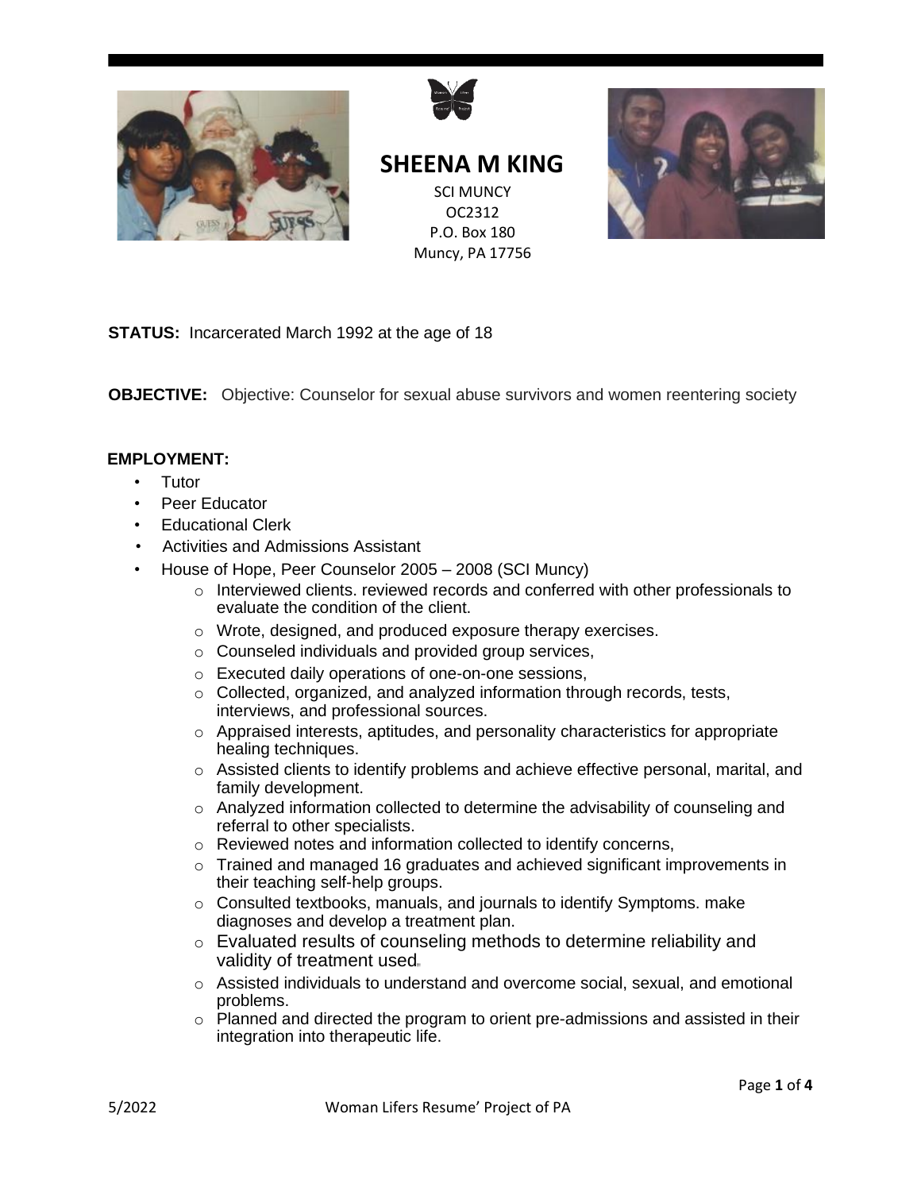# SHEENA M KING

SCI MUNCY
OC2312
P.O. Box 180
Muncy, PA 17756

**STATUS:** Incarcerated March 1992 at the age of 18

**OBJECTIVE:** Objective: Counselor for sexual abuse survivors and women reentering society

**EMPLOYMENT:**

- Tutor
- Peer Educator
- Educational Clerk
- Activities and Admissions Assistant
- House of Hope, Peer Counselor 2005 – 2008 (SCI Muncy)
  - Interviewed clients. reviewed records and conferred with other professionals to evaluate the condition of the client.
  - Wrote, designed, and produced exposure therapy exercises.
  - Counseled individuals and provided group services,
  - Executed daily operations of one-on-one sessions,
  - Collected, organized, and analyzed information through records, tests, interviews, and professional sources.
  - Appraised interests, aptitudes, and personality characteristics for appropriate healing techniques.
  - Assisted clients to identify problems and achieve effective personal, marital, and family development.
  - Analyzed information collected to determine the advisability of counseling and referral to other specialists.
  - Reviewed notes and information collected to identify concerns,
  - Trained and managed 16 graduates and achieved significant improvements in their teaching self-help groups.
  - Consulted textbooks, manuals, and journals to identify Symptoms. make diagnoses and develop a treatment plan.
  - Evaluated results of counseling methods to determine reliability and validity of treatment used.
  - Assisted individuals to understand and overcome social, sexual, and emotional problems.
  - Planned and directed the program to orient pre-admissions and assisted in their integration into therapeutic life.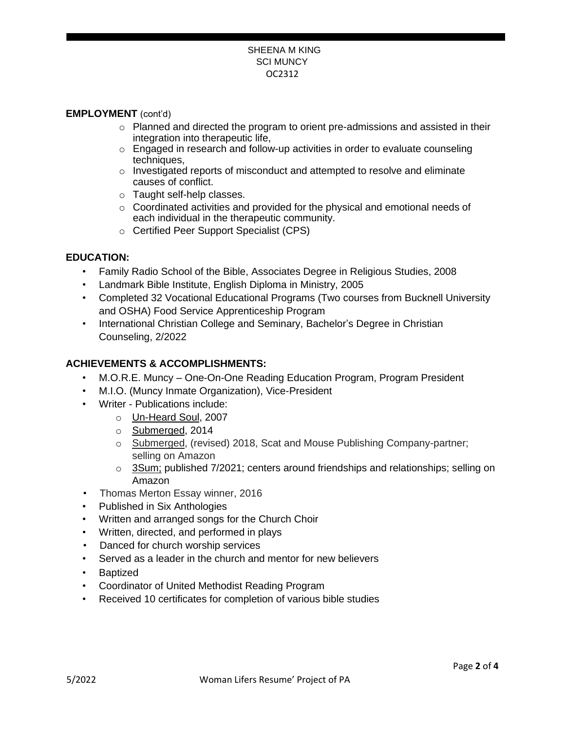SHEENA M KING
SCI MUNCY
OC2312

**EMPLOYMENT** (cont'd)

- Planned and directed the program to orient pre-admissions and assisted in their integration into therapeutic life,
- Engaged in research and follow-up activities in order to evaluate counseling techniques,
- Investigated reports of misconduct and attempted to resolve and eliminate causes of conflict.
- Taught self-help classes.
- Coordinated activities and provided for the physical and emotional needs of each individual in the therapeutic community.
- Certified Peer Support Specialist (CPS)

**EDUCATION:**

- Family Radio School of the Bible, Associates Degree in Religious Studies, 2008
- Landmark Bible Institute, English Diploma in Ministry, 2005
- Completed 32 Vocational Educational Programs (Two courses from Bucknell University and OSHA) Food Service Apprenticeship Program
- International Christian College and Seminary, Bachelor's Degree in Christian Counseling, 2/2022

**ACHIEVEMENTS & ACCOMPLISHMENTS:**

- M.O.R.E. Muncy – One-On-One Reading Education Program, Program President
- M.I.O. (Muncy Inmate Organization), Vice-President
- Writer - Publications include:
  - Un-Heard Soul, 2007
  - Submerged, 2014
  - Submerged, (revised) 2018, Scat and Mouse Publishing Company-partner; selling on Amazon
  - 3Sum; published 7/2021; centers around friendships and relationships; selling on Amazon
- Thomas Merton Essay winner, 2016
- Published in Six Anthologies
- Written and arranged songs for the Church Choir
- Written, directed, and performed in plays
- Danced for church worship services
- Served as a leader in the church and mentor for new believers
- Baptized
- Coordinator of United Methodist Reading Program
- Received 10 certificates for completion of various bible studies

5/2022 Woman Lifers Resume' Project of PA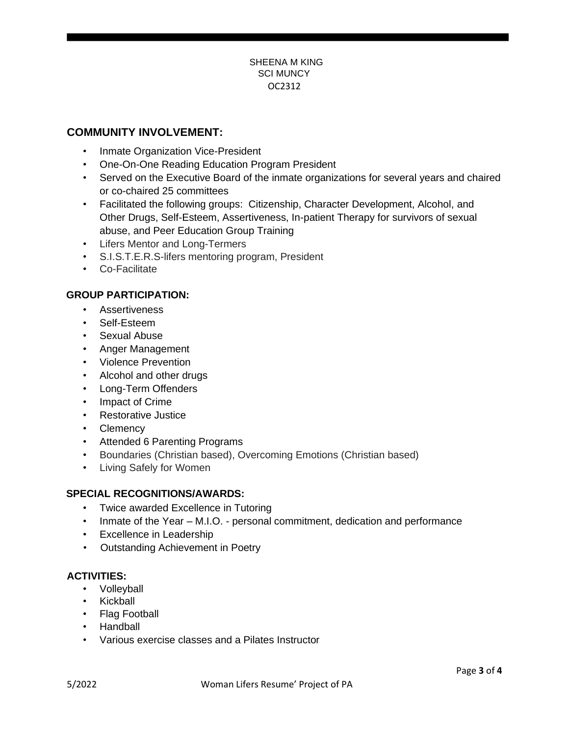SHEENA M KING
SCI MUNCY
OC2312

## COMMUNITY INVOLVEMENT:

- Inmate Organization Vice-President
- One-On-One Reading Education Program President
- Served on the Executive Board of the inmate organizations for several years and chaired or co-chaired 25 committees
- Facilitated the following groups: Citizenship, Character Development, Alcohol, and Other Drugs, Self-Esteem, Assertiveness, In-patient Therapy for survivors of sexual abuse, and Peer Education Group Training
- Lifers Mentor and Long-Termers
- S.I.S.T.E.R.S-lifers mentoring program, President
- Co-Facilitate

## GROUP PARTICIPATION:

- Assertiveness
- Self-Esteem
- Sexual Abuse
- Anger Management
- Violence Prevention
- Alcohol and other drugs
- Long-Term Offenders
- Impact of Crime
- Restorative Justice
- Clemency
- Attended 6 Parenting Programs
- Boundaries (Christian based), Overcoming Emotions (Christian based)
- Living Safely for Women

## SPECIAL RECOGNITIONS/AWARDS:

- Twice awarded Excellence in Tutoring
- Inmate of the Year – M.I.O. - personal commitment, dedication and performance
- Excellence in Leadership
- Outstanding Achievement in Poetry

## ACTIVITIES:

- Volleyball
- Kickball
- Flag Football
- Handball
- Various exercise classes and a Pilates Instructor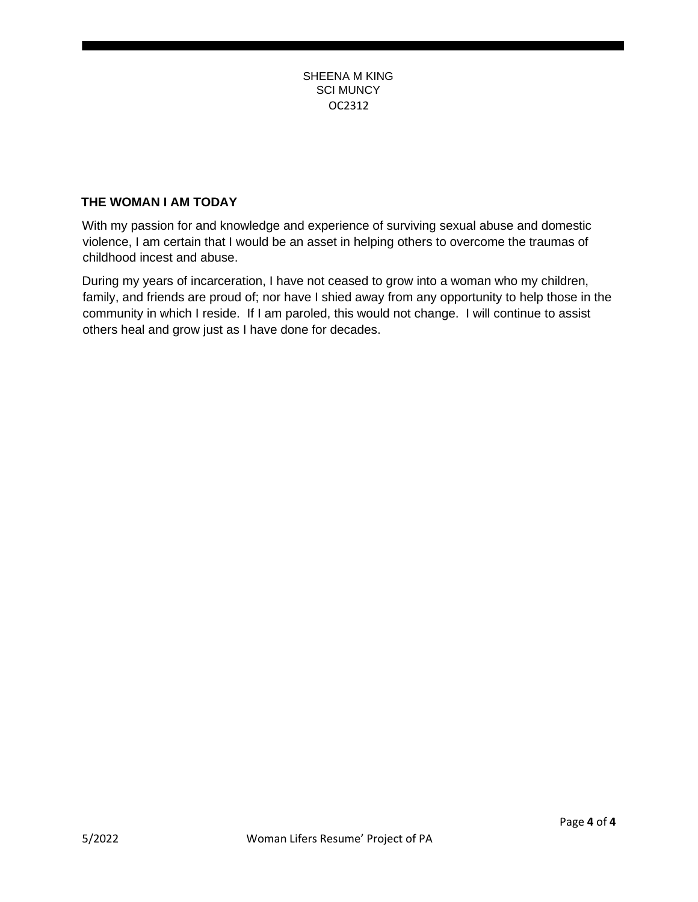## THE WOMAN I AM TODAY

With my passion for and knowledge and experience of surviving sexual abuse and domestic violence, I am certain that I would be an asset in helping others to overcome the traumas of childhood incest and abuse.

During my years of incarceration, I have not ceased to grow into a woman who my children, family, and friends are proud of; nor have I shied away from any opportunity to help those in the community in which I reside. If I am paroled, this would not change. I will continue to assist others heal and grow just as I have done for decades.